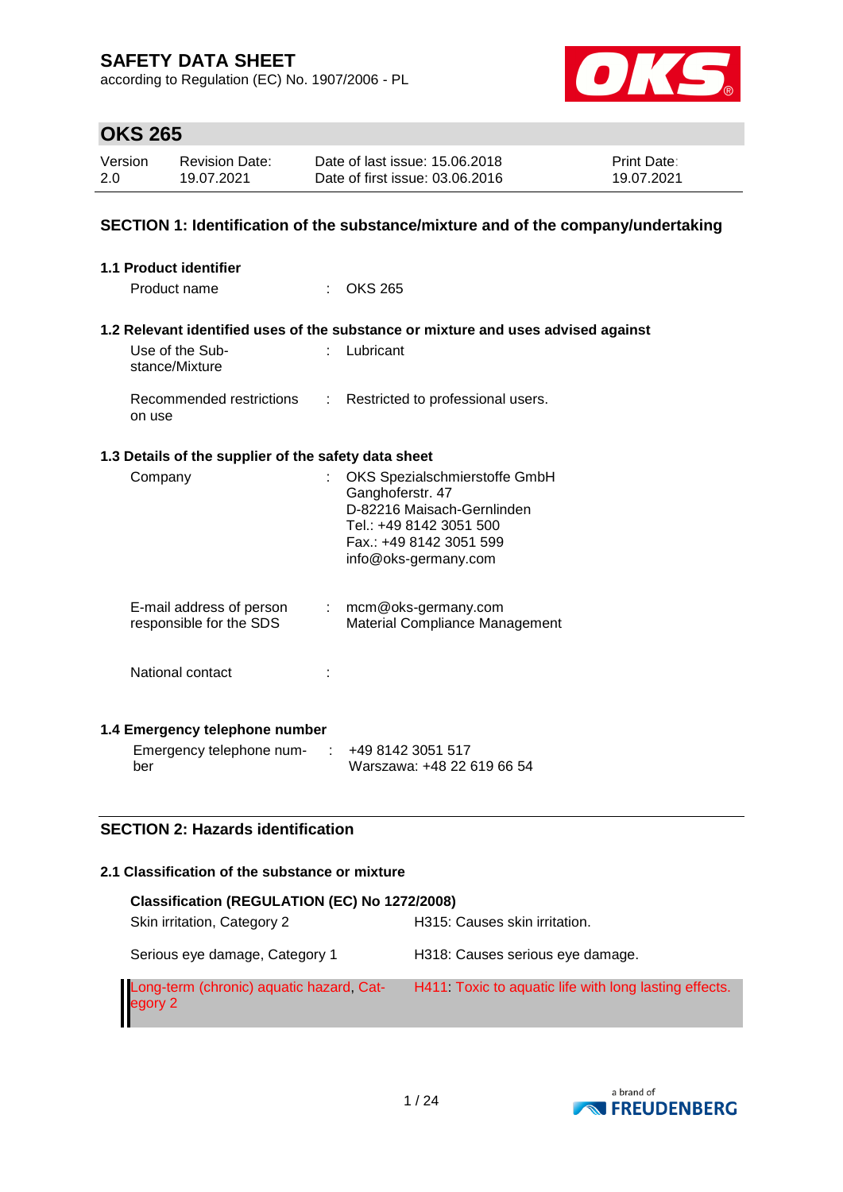# SAFETY DATA SHEET

according to Regulation (EC) No. 1907/2006 - PL

## OKS 265

| Version | Revision Date: | Date of last issue: 15.06.2018 | Print Date: |
|---|---|---|---|
| 2.0 | 19.07.2021 | Date of first issue: 03.06.2016 | 19.07.2021 |

## SECTION 1: Identification of the substance/mixture and of the company/undertaking

### 1.1 Product identifier

Product name : OKS 265

### 1.2 Relevant identified uses of the substance or mixture and uses advised against

Use of the Substance/Mixture : Lubricant

Recommended restrictions on use : Restricted to professional users.

### 1.3 Details of the supplier of the safety data sheet

Company : OKS Spezialschmierstoffe GmbH
Ganghoferstr. 47
D-82216 Maisach-Gernlinden
Tel.: +49 8142 3051 500
Fax.: +49 8142 3051 599
info@oks-germany.com

E-mail address of person responsible for the SDS : mcm@oks-germany.com
Material Compliance Management

National contact :

### 1.4 Emergency telephone number

Emergency telephone number : +49 8142 3051 517
Warszawa: +48 22 619 66 54

## SECTION 2: Hazards identification

### 2.1 Classification of the substance or mixture

**Classification (REGULATION (EC) No 1272/2008)**

| | |
|---|---|
| Skin irritation, Category 2 | H315: Causes skin irritation. |
| Serious eye damage, Category 1 | H318: Causes serious eye damage. |
| Long-term (chronic) aquatic hazard, Category 2 | H411: Toxic to aquatic life with long lasting effects. |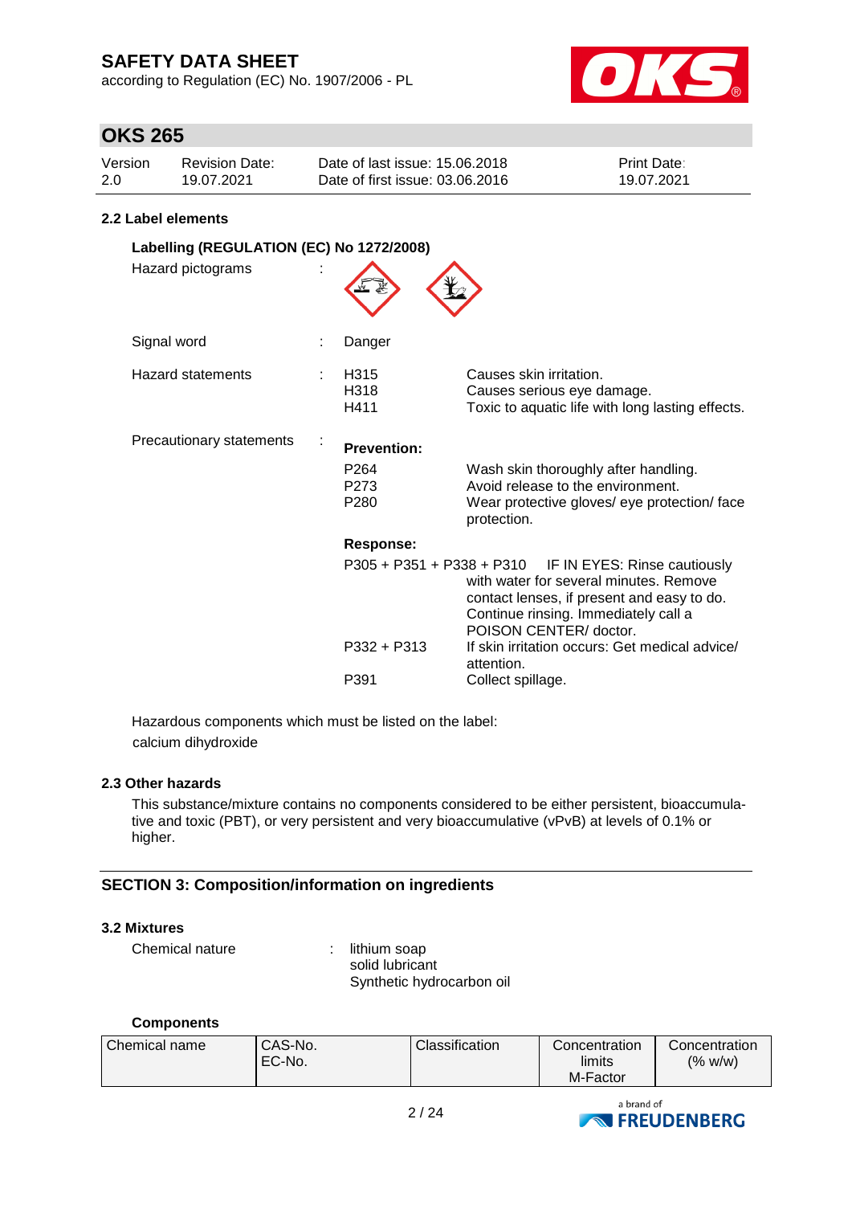## 2.2 Label elements

### Labelling (REGULATION (EC) No 1272/2008)

Hazard pictograms :

Signal word : Danger

Hazard statements :

| | |
|---|---|
| H315 | Causes skin irritation. |
| H318 | Causes serious eye damage. |
| H411 | Toxic to aquatic life with long lasting effects. |

Precautionary statements :

**Prevention:**

| | |
|---|---|
| P264 | Wash skin thoroughly after handling. |
| P273 | Avoid release to the environment. |
| P280 | Wear protective gloves/ eye protection/ face protection. |

**Response:**

| | |
|---|---|
| P305 + P351 + P338 + P310 | IF IN EYES: Rinse cautiously with water for several minutes. Remove contact lenses, if present and easy to do. Continue rinsing. Immediately call a POISON CENTER/ doctor. |
| P332 + P313 | If skin irritation occurs: Get medical advice/ attention. |
| P391 | Collect spillage. |

Hazardous components which must be listed on the label:
calcium dihydroxide

## 2.3 Other hazards

This substance/mixture contains no components considered to be either persistent, bioaccumulative and toxic (PBT), or very persistent and very bioaccumulative (vPvB) at levels of 0.1% or higher.

# SECTION 3: Composition/information on ingredients

## 3.2 Mixtures

Chemical nature : lithium soap
solid lubricant
Synthetic hydrocarbon oil

**Components**

| Chemical name | CAS-No. EC-No. | Classification | Concentration limits M-Factor | Concentration (% w/w) |
|---|---|---|---|---|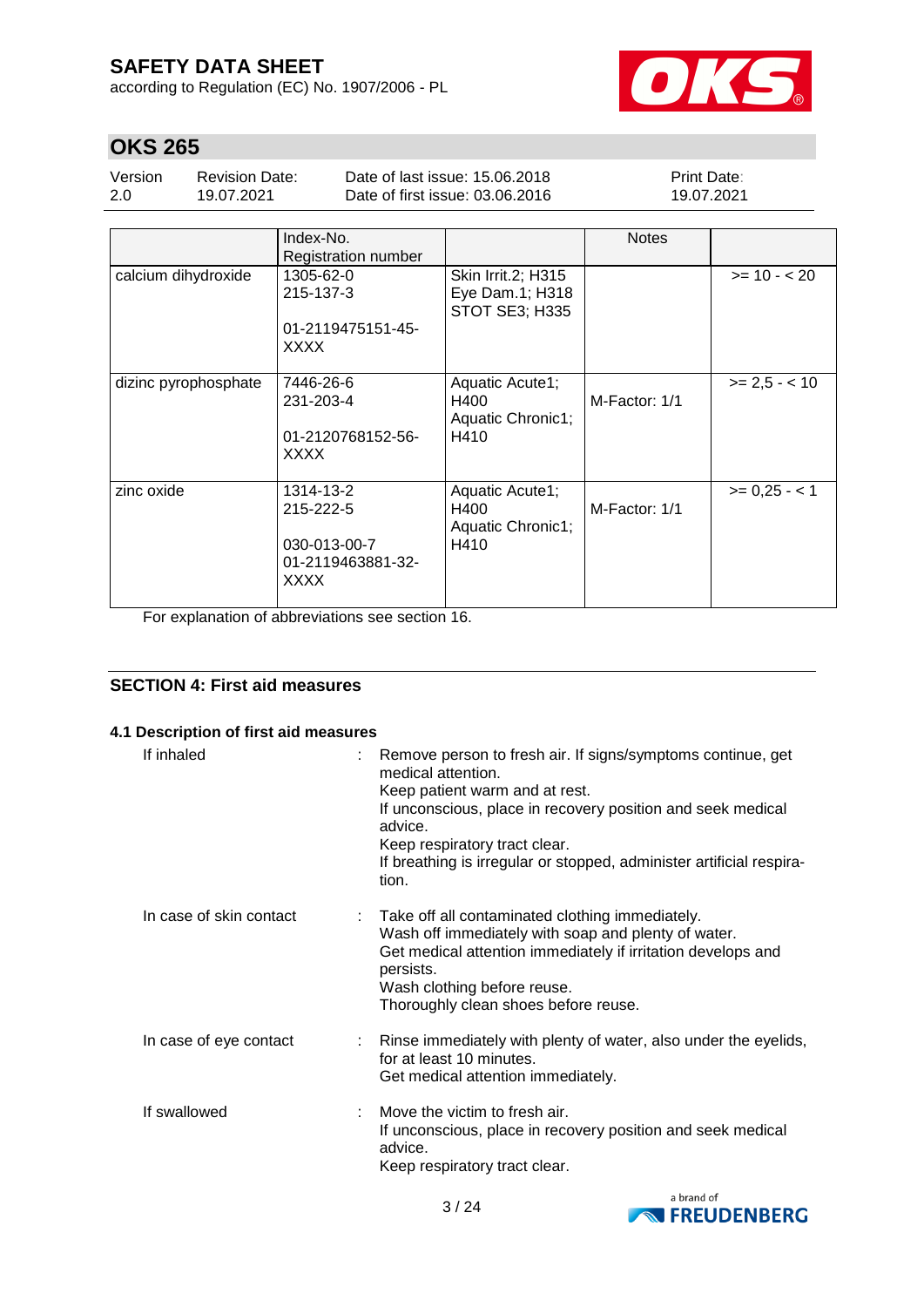| | Index-No.<br>Registration number | | Notes | |
|---|---|---|---|---|
| calcium dihydroxide | 1305-62-0<br>215-137-3<br><br>01-2119475151-45-XXXX | Skin Irrit.2; H315<br>Eye Dam.1; H318<br>STOT SE3; H335 | | >= 10 - < 20 |
| dizinc pyrophosphate | 7446-26-6<br>231-203-4<br><br>01-2120768152-56-XXXX | Aquatic Acute1; H400<br>Aquatic Chronic1; H410 | M-Factor: 1/1 | >= 2,5 - < 10 |
| zinc oxide | 1314-13-2<br>215-222-5<br><br>030-013-00-7<br>01-2119463881-32-XXXX | Aquatic Acute1; H400<br>Aquatic Chronic1; H410 | M-Factor: 1/1 | >= 0,25 - < 1 |

For explanation of abbreviations see section 16.

## SECTION 4: First aid measures

### 4.1 Description of first aid measures

If inhaled : Remove person to fresh air. If signs/symptoms continue, get medical attention.
Keep patient warm and at rest.
If unconscious, place in recovery position and seek medical advice.
Keep respiratory tract clear.
If breathing is irregular or stopped, administer artificial respiration.

In case of skin contact : Take off all contaminated clothing immediately.
Wash off immediately with soap and plenty of water.
Get medical attention immediately if irritation develops and persists.
Wash clothing before reuse.
Thoroughly clean shoes before reuse.

In case of eye contact : Rinse immediately with plenty of water, also under the eyelids, for at least 10 minutes.
Get medical attention immediately.

If swallowed : Move the victim to fresh air.
If unconscious, place in recovery position and seek medical advice.
Keep respiratory tract clear.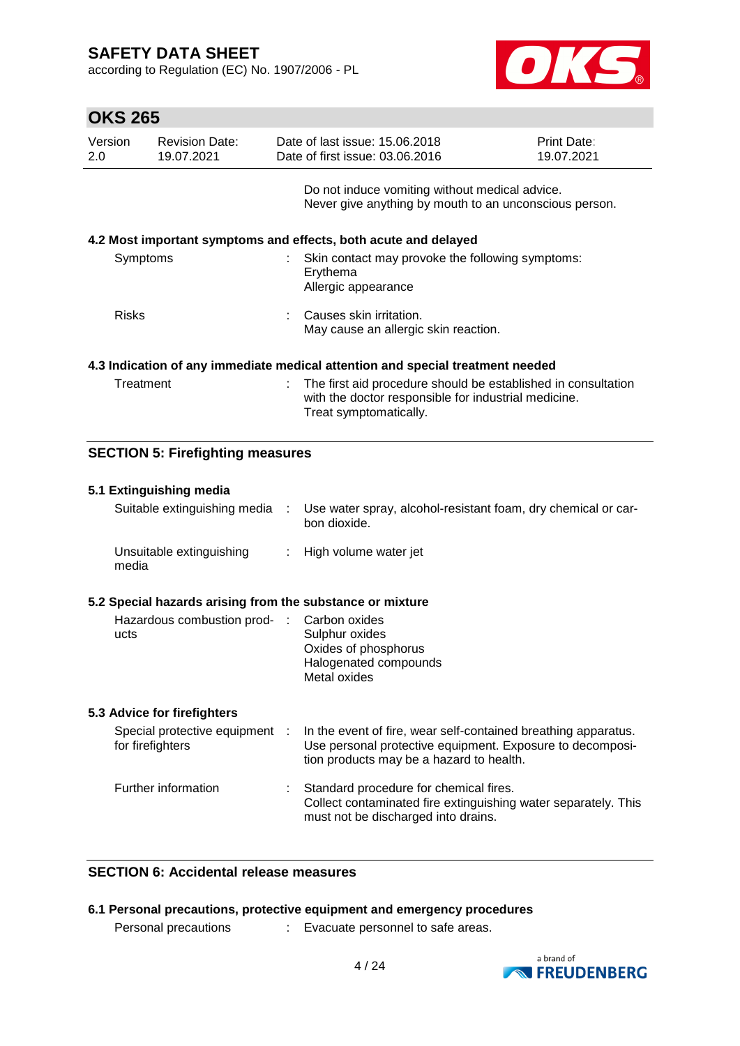Do not induce vomiting without medical advice.
Never give anything by mouth to an unconscious person.

### 4.2 Most important symptoms and effects, both acute and delayed

| | |
|---|---|
| Symptoms | : Skin contact may provoke the following symptoms:<br>Erythema<br>Allergic appearance |
| Risks | : Causes skin irritation.<br>May cause an allergic skin reaction. |

### 4.3 Indication of any immediate medical attention and special treatment needed

| | |
|---|---|
| Treatment | : The first aid procedure should be established in consultation with the doctor responsible for industrial medicine.<br>Treat symptomatically. |

## SECTION 5: Firefighting measures

### 5.1 Extinguishing media

| | |
|---|---|
| Suitable extinguishing media | : Use water spray, alcohol-resistant foam, dry chemical or carbon dioxide. |
| Unsuitable extinguishing media | : High volume water jet |

### 5.2 Special hazards arising from the substance or mixture

| | |
|---|---|
| Hazardous combustion products | : Carbon oxides<br>Sulphur oxides<br>Oxides of phosphorus<br>Halogenated compounds<br>Metal oxides |

### 5.3 Advice for firefighters

| | |
|---|---|
| Special protective equipment for firefighters | : In the event of fire, wear self-contained breathing apparatus. Use personal protective equipment. Exposure to decomposition products may be a hazard to health. |
| Further information | : Standard procedure for chemical fires.<br>Collect contaminated fire extinguishing water separately. This must not be discharged into drains. |

## SECTION 6: Accidental release measures

### 6.1 Personal precautions, protective equipment and emergency procedures

| | |
|---|---|
| Personal precautions | : Evacuate personnel to safe areas. |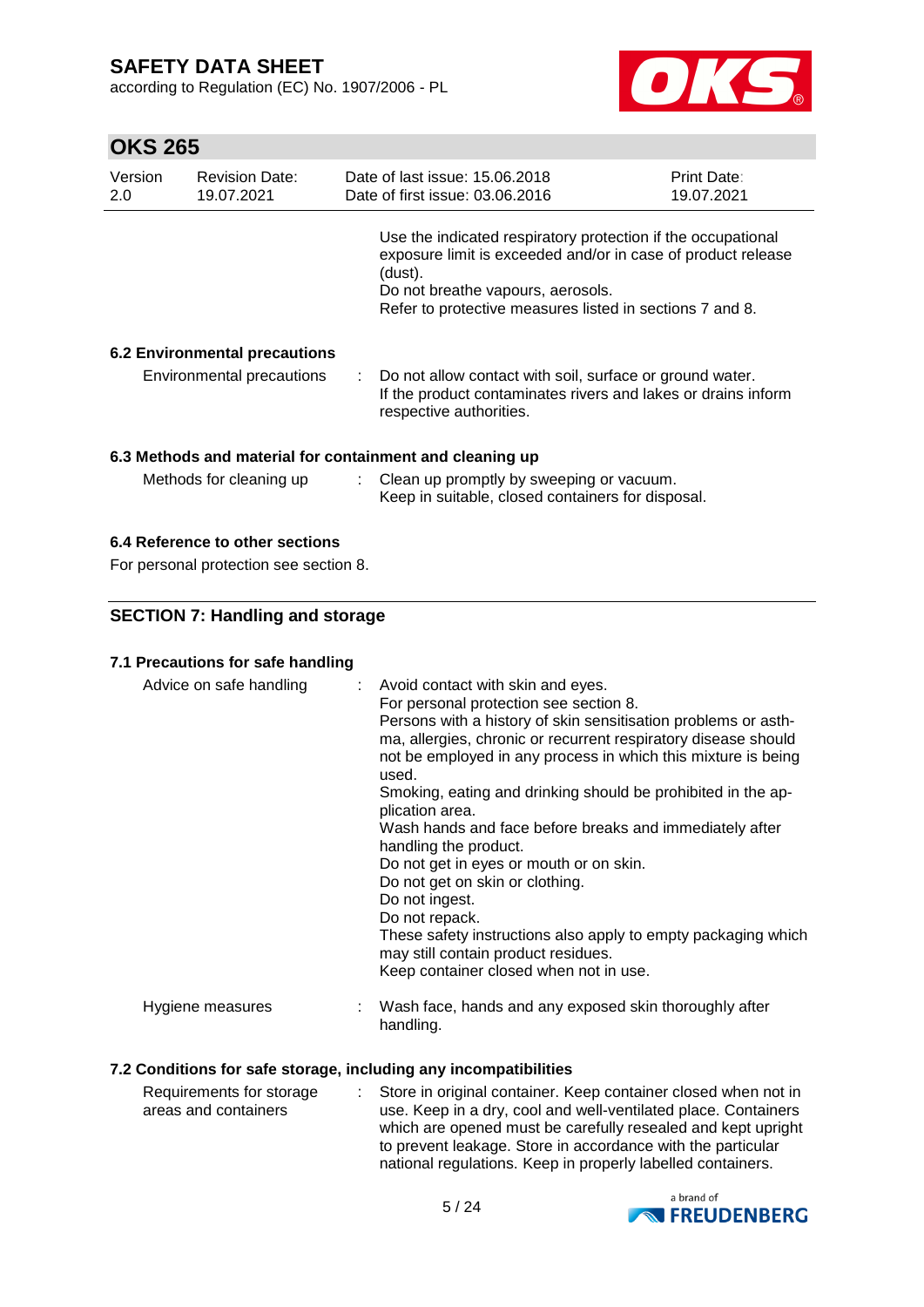Use the indicated respiratory protection if the occupational exposure limit is exceeded and/or in case of product release (dust).
Do not breathe vapours, aerosols.
Refer to protective measures listed in sections 7 and 8.

### 6.2 Environmental precautions

Environmental precautions : Do not allow contact with soil, surface or ground water. If the product contaminates rivers and lakes or drains inform respective authorities.

### 6.3 Methods and material for containment and cleaning up

Methods for cleaning up : Clean up promptly by sweeping or vacuum.
Keep in suitable, closed containers for disposal.

### 6.4 Reference to other sections

For personal protection see section 8.

## SECTION 7: Handling and storage

### 7.1 Precautions for safe handling

Advice on safe handling : Avoid contact with skin and eyes.
For personal protection see section 8.
Persons with a history of skin sensitisation problems or asthma, allergies, chronic or recurrent respiratory disease should not be employed in any process in which this mixture is being used.
Smoking, eating and drinking should be prohibited in the application area.
Wash hands and face before breaks and immediately after handling the product.
Do not get in eyes or mouth or on skin.
Do not get on skin or clothing.
Do not ingest.
Do not repack.
These safety instructions also apply to empty packaging which may still contain product residues.
Keep container closed when not in use.

Hygiene measures : Wash face, hands and any exposed skin thoroughly after handling.

### 7.2 Conditions for safe storage, including any incompatibilities

Requirements for storage areas and containers : Store in original container. Keep container closed when not in use. Keep in a dry, cool and well-ventilated place. Containers which are opened must be carefully resealed and kept upright to prevent leakage. Store in accordance with the particular national regulations. Keep in properly labelled containers.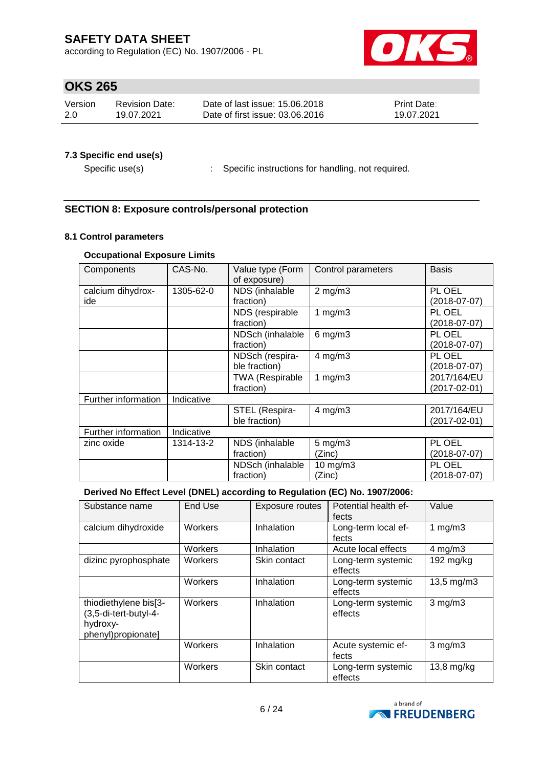### 7.3 Specific end use(s)

Specific use(s) : Specific instructions for handling, not required.

## SECTION 8: Exposure controls/personal protection

### 8.1 Control parameters

**Occupational Exposure Limits**

| Components | CAS-No. | Value type (Form of exposure) | Control parameters | Basis |
|---|---|---|---|---|
| calcium dihydroxide | 1305-62-0 | NDS (inhalable fraction) | 2 mg/m3 | PL OEL (2018-07-07) |
| | | NDS (respirable fraction) | 1 mg/m3 | PL OEL (2018-07-07) |
| | | NDSch (inhalable fraction) | 6 mg/m3 | PL OEL (2018-07-07) |
| | | NDSch (respirable fraction) | 4 mg/m3 | PL OEL (2018-07-07) |
| | | TWA (Respirable fraction) | 1 mg/m3 | 2017/164/EU (2017-02-01) |
| Further information | Indicative | | | |
| | | STEL (Respirable fraction) | 4 mg/m3 | 2017/164/EU (2017-02-01) |
| Further information | Indicative | | | |
| zinc oxide | 1314-13-2 | NDS (inhalable fraction) | 5 mg/m3 (Zinc) | PL OEL (2018-07-07) |
| | | NDSch (inhalable fraction) | 10 mg/m3 (Zinc) | PL OEL (2018-07-07) |

**Derived No Effect Level (DNEL) according to Regulation (EC) No. 1907/2006:**

| Substance name | End Use | Exposure routes | Potential health effects | Value |
|---|---|---|---|---|
| calcium dihydroxide | Workers | Inhalation | Long-term local effects | 1 mg/m3 |
| | Workers | Inhalation | Acute local effects | 4 mg/m3 |
| dizinc pyrophosphate | Workers | Skin contact | Long-term systemic effects | 192 mg/kg |
| | Workers | Inhalation | Long-term systemic effects | 13,5 mg/m3 |
| thiodiethylene bis[3-(3,5-di-tert-butyl-4-hydroxy-phenyl)propionate] | Workers | Inhalation | Long-term systemic effects | 3 mg/m3 |
| | Workers | Inhalation | Acute systemic effects | 3 mg/m3 |
| | Workers | Skin contact | Long-term systemic effects | 13,8 mg/kg |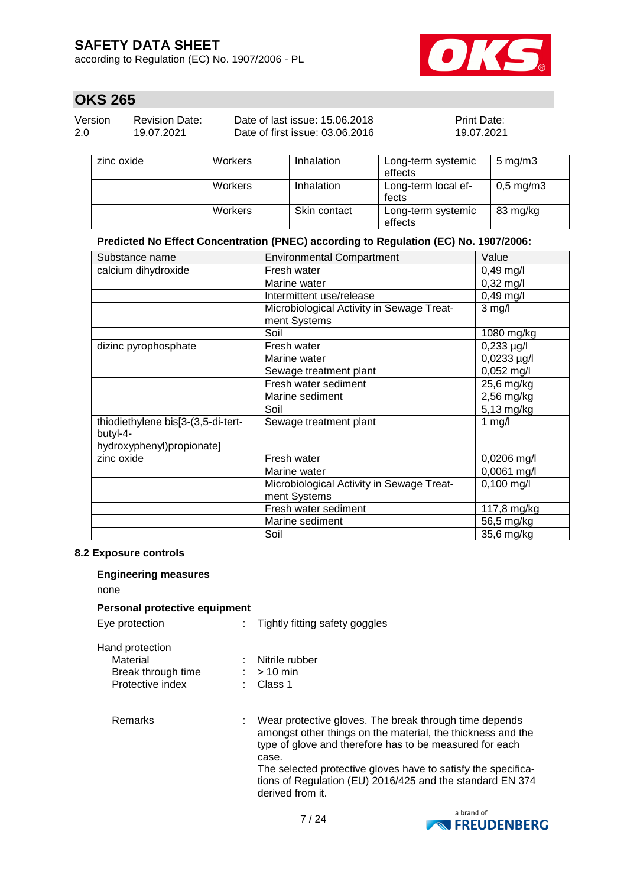| | | | | |
|---|---|---|---|---|
| zinc oxide | Workers | Inhalation | Long-term systemic effects | 5 mg/m3 |
| | Workers | Inhalation | Long-term local effects | 0,5 mg/m3 |
| | Workers | Skin contact | Long-term systemic effects | 83 mg/kg |

**Predicted No Effect Concentration (PNEC) according to Regulation (EC) No. 1907/2006:**

| Substance name | Environmental Compartment | Value |
|---|---|---|
| calcium dihydroxide | Fresh water | 0,49 mg/l |
| | Marine water | 0,32 mg/l |
| | Intermittent use/release | 0,49 mg/l |
| | Microbiological Activity in Sewage Treatment Systems | 3 mg/l |
| | Soil | 1080 mg/kg |
| dizinc pyrophosphate | Fresh water | 0,233 µg/l |
| | Marine water | 0,0233 µg/l |
| | Sewage treatment plant | 0,052 mg/l |
| | Fresh water sediment | 25,6 mg/kg |
| | Marine sediment | 2,56 mg/kg |
| | Soil | 5,13 mg/kg |
| thiodiethylene bis[3-(3,5-di-tert-butyl-4-hydroxyphenyl)propionate] | Sewage treatment plant | 1 mg/l |
| zinc oxide | Fresh water | 0,0206 mg/l |
| | Marine water | 0,0061 mg/l |
| | Microbiological Activity in Sewage Treatment Systems | 0,100 mg/l |
| | Fresh water sediment | 117,8 mg/kg |
| | Marine sediment | 56,5 mg/kg |
| | Soil | 35,6 mg/kg |

### 8.2 Exposure controls

**Engineering measures**

none

**Personal protective equipment**

Eye protection : Tightly fitting safety goggles

Hand protection
- Material : Nitrile rubber
- Break through time : > 10 min
- Protective index : Class 1

Remarks : Wear protective gloves. The break through time depends amongst other things on the material, the thickness and the type of glove and therefore has to be measured for each case.
The selected protective gloves have to satisfy the specifications of Regulation (EU) 2016/425 and the standard EN 374 derived from it.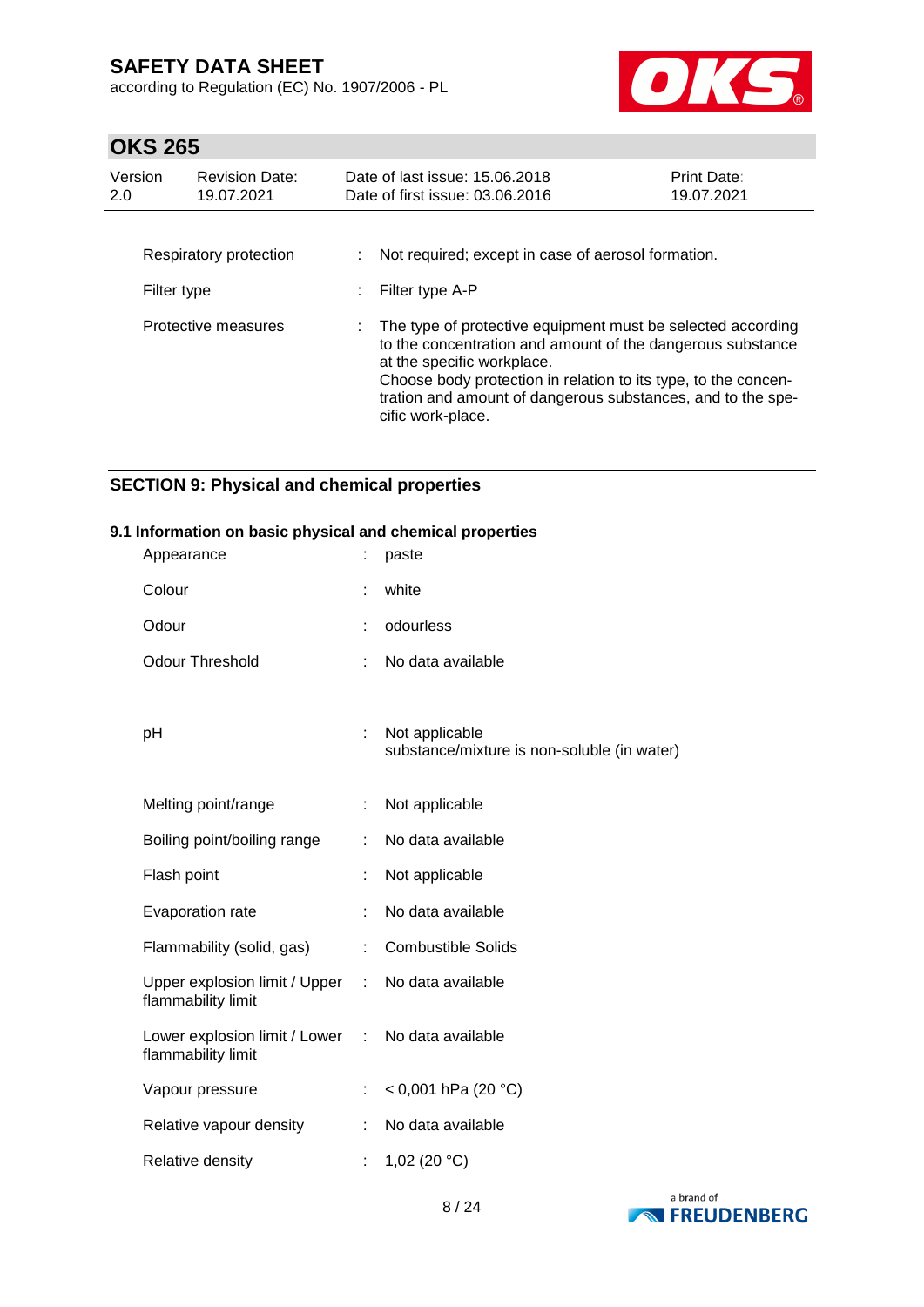| | | |
|---|---|---|
| Respiratory protection | : | Not required; except in case of aerosol formation. |
| Filter type | : | Filter type A-P |
| Protective measures | : | The type of protective equipment must be selected according to the concentration and amount of the dangerous substance at the specific workplace.<br>Choose body protection in relation to its type, to the concentration and amount of dangerous substances, and to the specific work-place. |

## SECTION 9: Physical and chemical properties

### 9.1 Information on basic physical and chemical properties

| | | |
|---|---|---|
| Appearance | : | paste |
| Colour | : | white |
| Odour | : | odourless |
| Odour Threshold | : | No data available |
| pH | : | Not applicable<br>substance/mixture is non-soluble (in water) |
| Melting point/range | : | Not applicable |
| Boiling point/boiling range | : | No data available |
| Flash point | : | Not applicable |
| Evaporation rate | : | No data available |
| Flammability (solid, gas) | : | Combustible Solids |
| Upper explosion limit / Upper flammability limit | : | No data available |
| Lower explosion limit / Lower flammability limit | : | No data available |
| Vapour pressure | : | < 0,001 hPa (20 °C) |
| Relative vapour density | : | No data available |
| Relative density | : | 1,02 (20 °C) |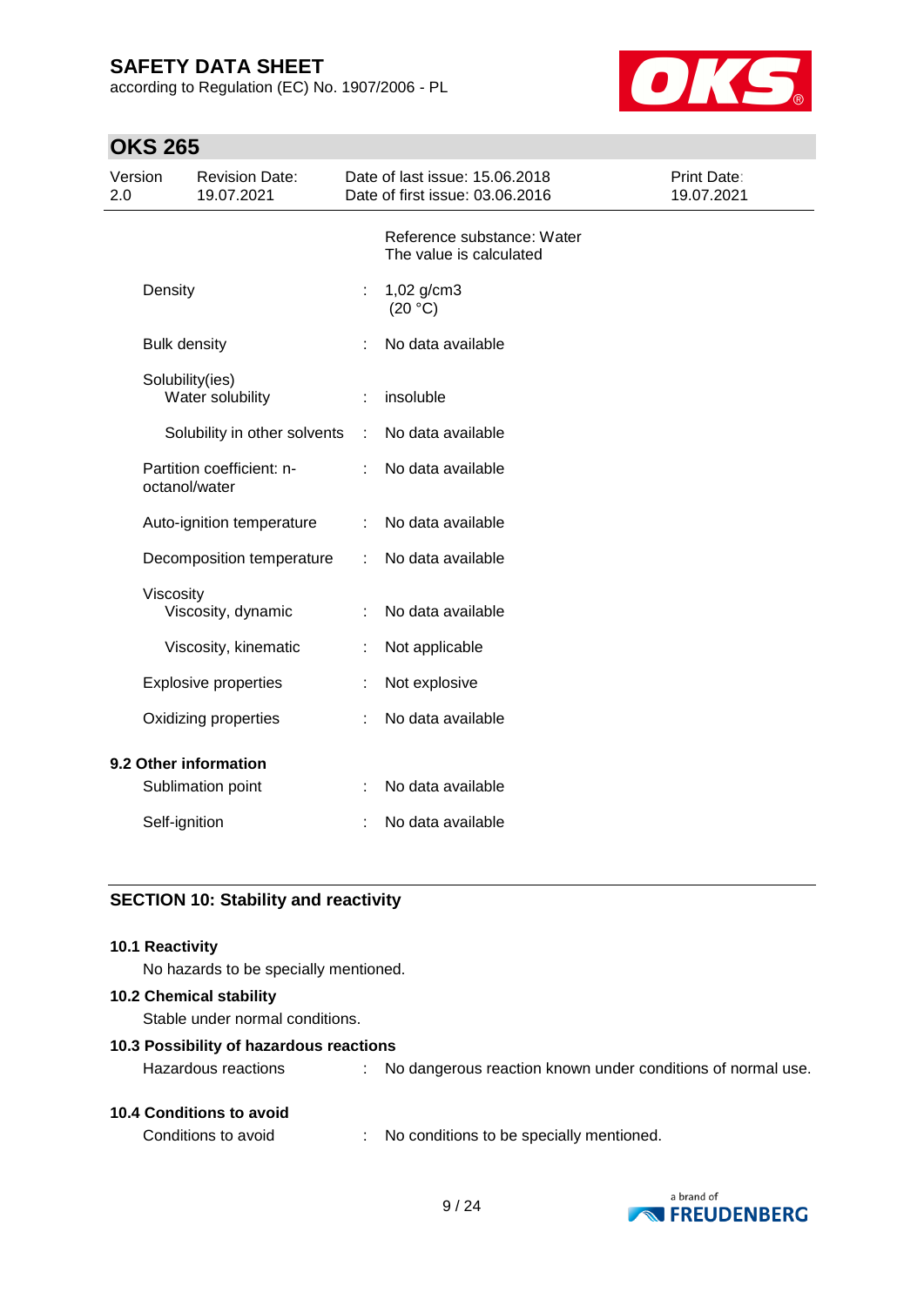| | | |
|---|---|---|
| | | Reference substance: Water<br>The value is calculated |
| Density | : | 1,02 g/cm3<br>(20 °C) |
| Bulk density | : | No data available |
| Solubility(ies)<br>Water solubility | : | insoluble |
| Solubility in other solvents | : | No data available |
| Partition coefficient: n-octanol/water | : | No data available |
| Auto-ignition temperature | : | No data available |
| Decomposition temperature | : | No data available |
| Viscosity<br>Viscosity, dynamic | : | No data available |
| Viscosity, kinematic | : | Not applicable |
| Explosive properties | : | Not explosive |
| Oxidizing properties | : | No data available |

**9.2 Other information**

| | | |
|---|---|---|
| Sublimation point | : | No data available |
| Self-ignition | : | No data available |

## SECTION 10: Stability and reactivity

**10.1 Reactivity**

No hazards to be specially mentioned.

**10.2 Chemical stability**

Stable under normal conditions.

**10.3 Possibility of hazardous reactions**

Hazardous reactions : No dangerous reaction known under conditions of normal use.

**10.4 Conditions to avoid**

Conditions to avoid : No conditions to be specially mentioned.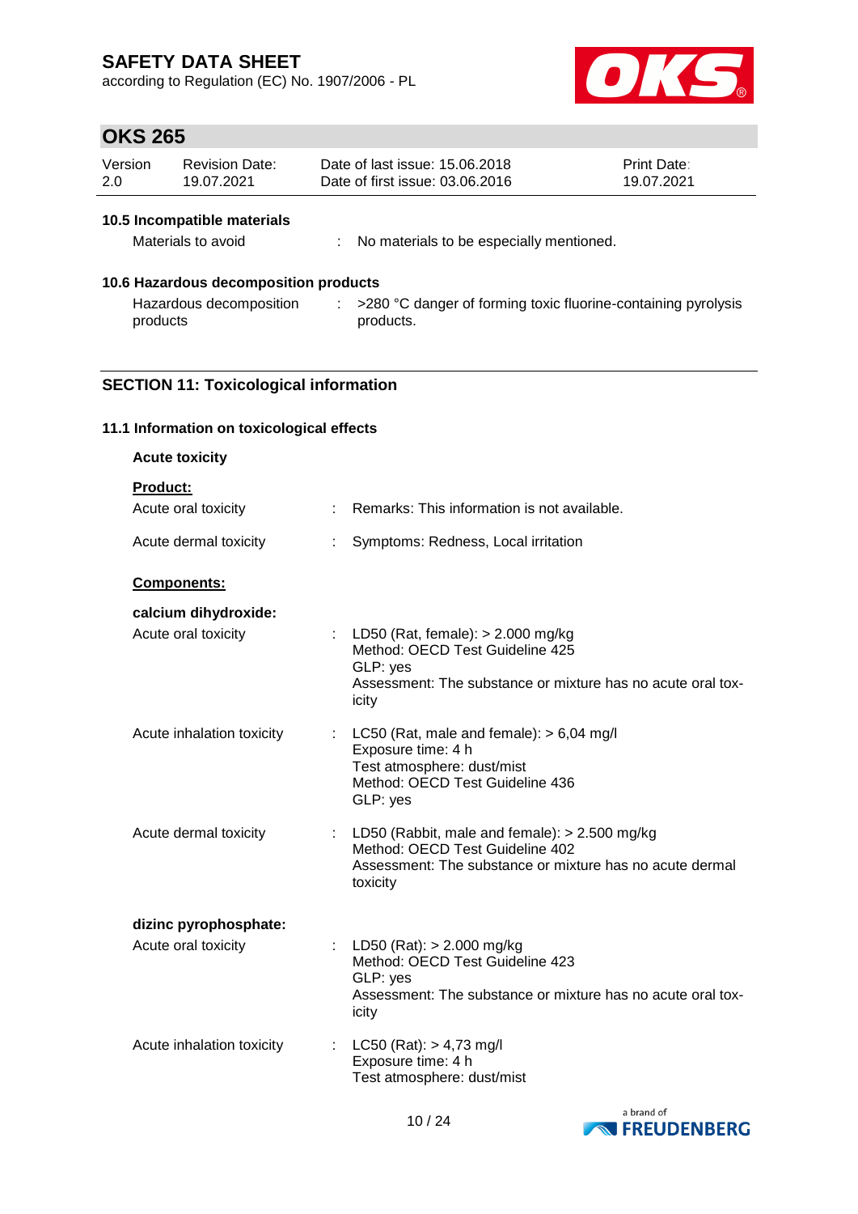### 10.5 Incompatible materials

Materials to avoid : No materials to be especially mentioned.

### 10.6 Hazardous decomposition products

Hazardous decomposition products : >280 °C danger of forming toxic fluorine-containing pyrolysis products.

## SECTION 11: Toxicological information

### 11.1 Information on toxicological effects

**Acute toxicity**

**Product:**

Acute oral toxicity : Remarks: This information is not available.

Acute dermal toxicity : Symptoms: Redness, Local irritation

**Components:**

**calcium dihydroxide:**

Acute oral toxicity : LD50 (Rat, female): > 2.000 mg/kg
Method: OECD Test Guideline 425
GLP: yes
Assessment: The substance or mixture has no acute oral toxicity

Acute inhalation toxicity : LC50 (Rat, male and female): > 6,04 mg/l
Exposure time: 4 h
Test atmosphere: dust/mist
Method: OECD Test Guideline 436
GLP: yes

Acute dermal toxicity : LD50 (Rabbit, male and female): > 2.500 mg/kg
Method: OECD Test Guideline 402
Assessment: The substance or mixture has no acute dermal toxicity

**dizinc pyrophosphate:**

Acute oral toxicity : LD50 (Rat): > 2.000 mg/kg
Method: OECD Test Guideline 423
GLP: yes
Assessment: The substance or mixture has no acute oral toxicity

Acute inhalation toxicity : LC50 (Rat): > 4,73 mg/l
Exposure time: 4 h
Test atmosphere: dust/mist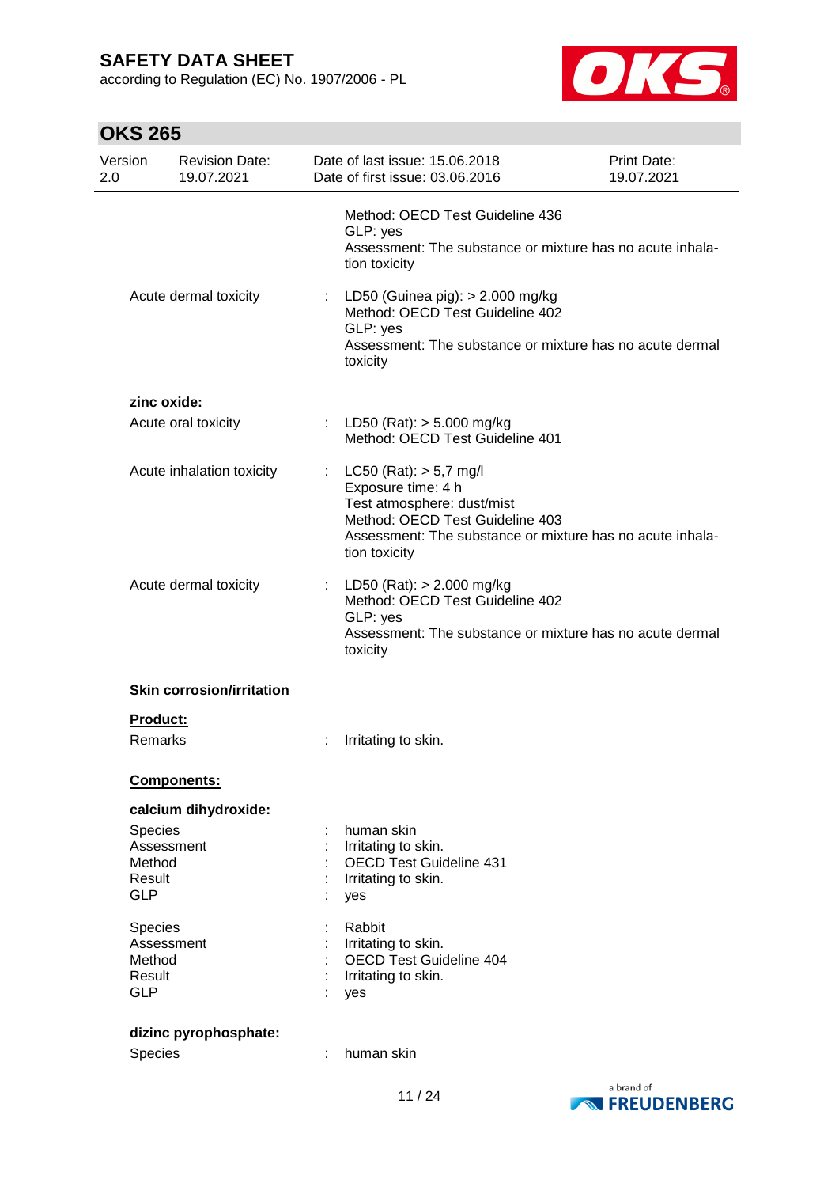Method: OECD Test Guideline 436
GLP: yes
Assessment: The substance or mixture has no acute inhalation toxicity

Acute dermal toxicity : LD50 (Guinea pig): > 2.000 mg/kg
Method: OECD Test Guideline 402
GLP: yes
Assessment: The substance or mixture has no acute dermal toxicity

**zinc oxide:**

Acute oral toxicity : LD50 (Rat): > 5.000 mg/kg
Method: OECD Test Guideline 401

Acute inhalation toxicity : LC50 (Rat): > 5,7 mg/l
Exposure time: 4 h
Test atmosphere: dust/mist
Method: OECD Test Guideline 403
Assessment: The substance or mixture has no acute inhalation toxicity

Acute dermal toxicity : LD50 (Rat): > 2.000 mg/kg
Method: OECD Test Guideline 402
GLP: yes
Assessment: The substance or mixture has no acute dermal toxicity

**Skin corrosion/irritation**

**Product:**

Remarks : Irritating to skin.

**Components:**

**calcium dihydroxide:**

Species : human skin
Assessment : Irritating to skin.
Method : OECD Test Guideline 431
Result : Irritating to skin.
GLP : yes

Species : Rabbit
Assessment : Irritating to skin.
Method : OECD Test Guideline 404
Result : Irritating to skin.
GLP : yes

**dizinc pyrophosphate:**

Species : human skin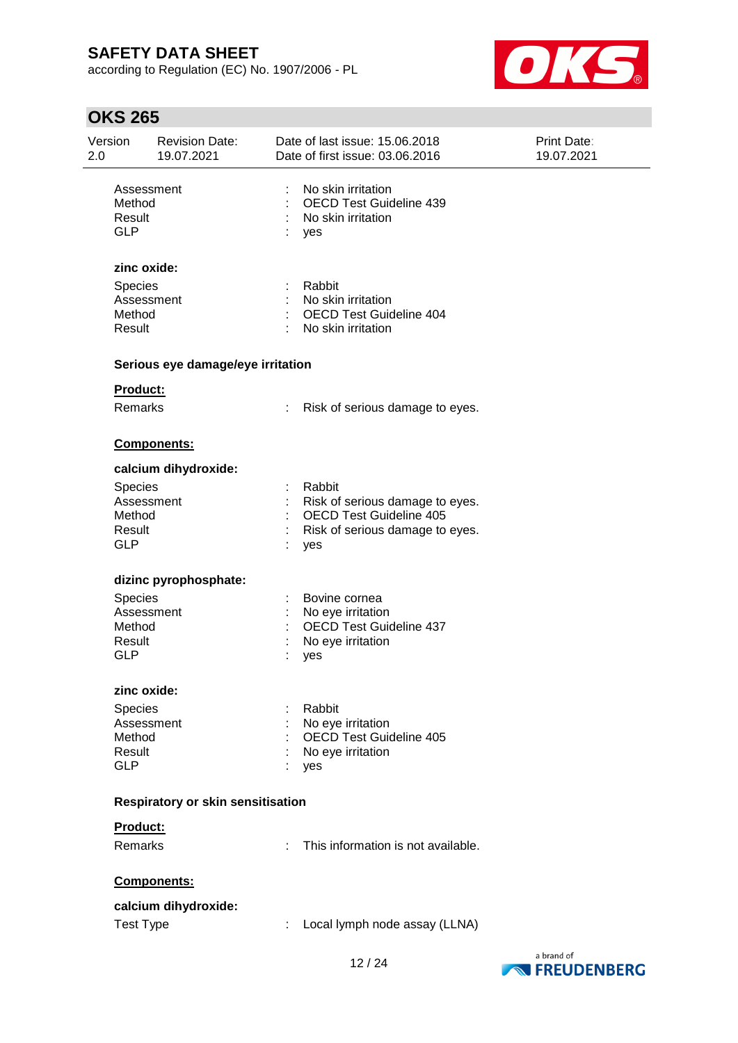| | |
|---|---|
| Assessment | : No skin irritation |
| Method | : OECD Test Guideline 439 |
| Result | : No skin irritation |
| GLP | : yes |

**zinc oxide:**

| | |
|---|---|
| Species | : Rabbit |
| Assessment | : No skin irritation |
| Method | : OECD Test Guideline 404 |
| Result | : No skin irritation |

**Serious eye damage/eye irritation**

**Product:**

| | |
|---|---|
| Remarks | : Risk of serious damage to eyes. |

**Components:**

**calcium dihydroxide:**

| | |
|---|---|
| Species | : Rabbit |
| Assessment | : Risk of serious damage to eyes. |
| Method | : OECD Test Guideline 405 |
| Result | : Risk of serious damage to eyes. |
| GLP | : yes |

**dizinc pyrophosphate:**

| | |
|---|---|
| Species | : Bovine cornea |
| Assessment | : No eye irritation |
| Method | : OECD Test Guideline 437 |
| Result | : No eye irritation |
| GLP | : yes |

**zinc oxide:**

| | |
|---|---|
| Species | : Rabbit |
| Assessment | : No eye irritation |
| Method | : OECD Test Guideline 405 |
| Result | : No eye irritation |
| GLP | : yes |

**Respiratory or skin sensitisation**

**Product:**

| | |
|---|---|
| Remarks | : This information is not available. |

**Components:**

**calcium dihydroxide:**

| | |
|---|---|
| Test Type | : Local lymph node assay (LLNA) |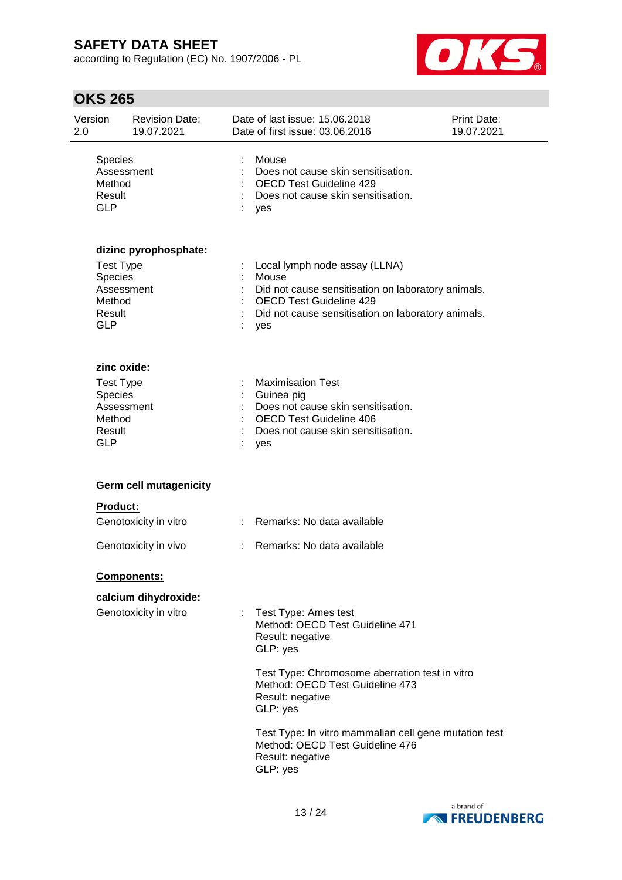| | | |
|---|---|---|
| Species | : | Mouse |
| Assessment | : | Does not cause skin sensitisation. |
| Method | : | OECD Test Guideline 429 |
| Result | : | Does not cause skin sensitisation. |
| GLP | : | yes |

**dizinc pyrophosphate:**

| | | |
|---|---|---|
| Test Type | : | Local lymph node assay (LLNA) |
| Species | : | Mouse |
| Assessment | : | Did not cause sensitisation on laboratory animals. |
| Method | : | OECD Test Guideline 429 |
| Result | : | Did not cause sensitisation on laboratory animals. |
| GLP | : | yes |

**zinc oxide:**

| | | |
|---|---|---|
| Test Type | : | Maximisation Test |
| Species | : | Guinea pig |
| Assessment | : | Does not cause skin sensitisation. |
| Method | : | OECD Test Guideline 406 |
| Result | : | Does not cause skin sensitisation. |
| GLP | : | yes |

**Germ cell mutagenicity**

**Product:**

Genotoxicity in vitro : Remarks: No data available

Genotoxicity in vivo : Remarks: No data available

**Components:**

**calcium dihydroxide:**

Genotoxicity in vitro :

Test Type: Ames test
Method: OECD Test Guideline 471
Result: negative
GLP: yes

Test Type: Chromosome aberration test in vitro
Method: OECD Test Guideline 473
Result: negative
GLP: yes

Test Type: In vitro mammalian cell gene mutation test
Method: OECD Test Guideline 476
Result: negative
GLP: yes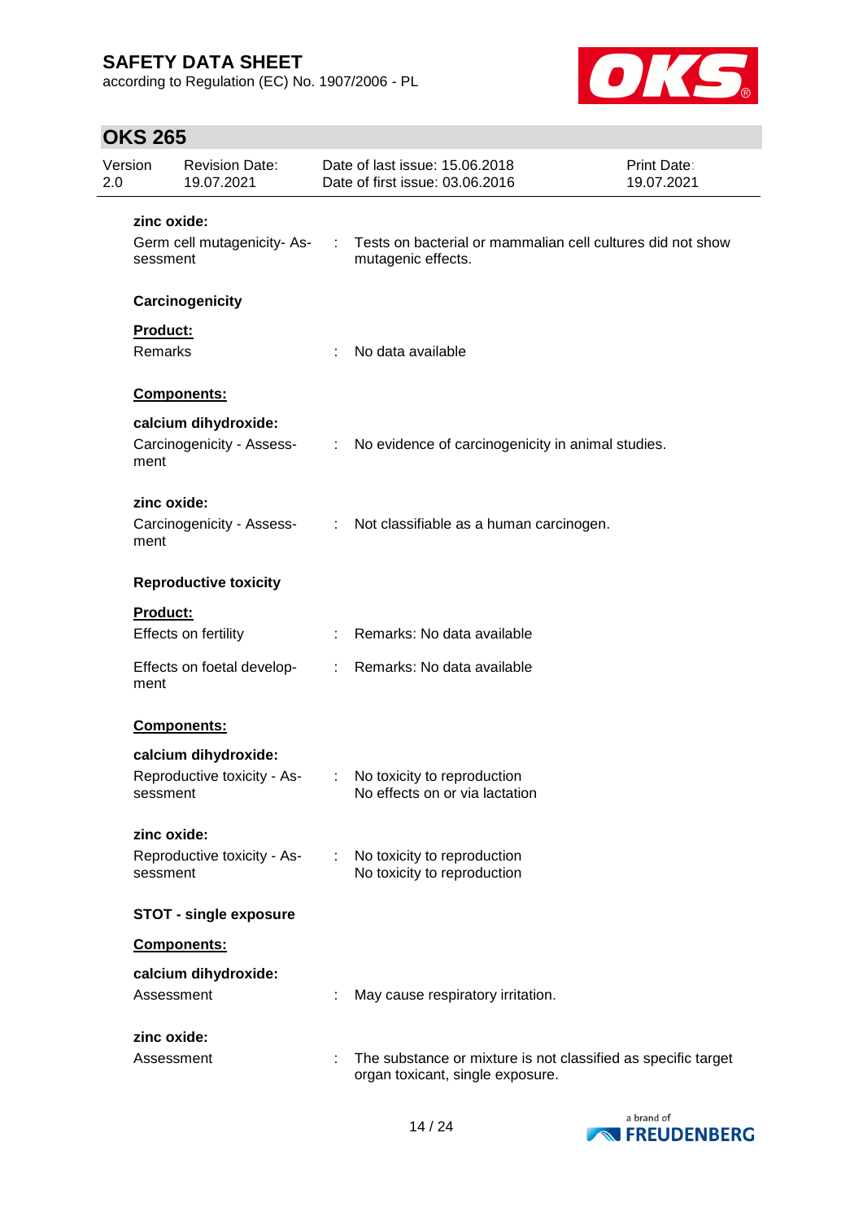**zinc oxide:**

Germ cell mutagenicity- Assessment : Tests on bacterial or mammalian cell cultures did not show mutagenic effects.

**Carcinogenicity**

**Product:**

Remarks : No data available

**Components:**

**calcium dihydroxide:**

Carcinogenicity - Assessment : No evidence of carcinogenicity in animal studies.

**zinc oxide:**

Carcinogenicity - Assessment : Not classifiable as a human carcinogen.

**Reproductive toxicity**

**Product:**

Effects on fertility : Remarks: No data available

Effects on foetal development : Remarks: No data available

**Components:**

**calcium dihydroxide:**

Reproductive toxicity - Assessment : No toxicity to reproduction
No effects on or via lactation

**zinc oxide:**

Reproductive toxicity - Assessment : No toxicity to reproduction
No toxicity to reproduction

**STOT - single exposure**

**Components:**

**calcium dihydroxide:**

Assessment : May cause respiratory irritation.

**zinc oxide:**

Assessment : The substance or mixture is not classified as specific target organ toxicant, single exposure.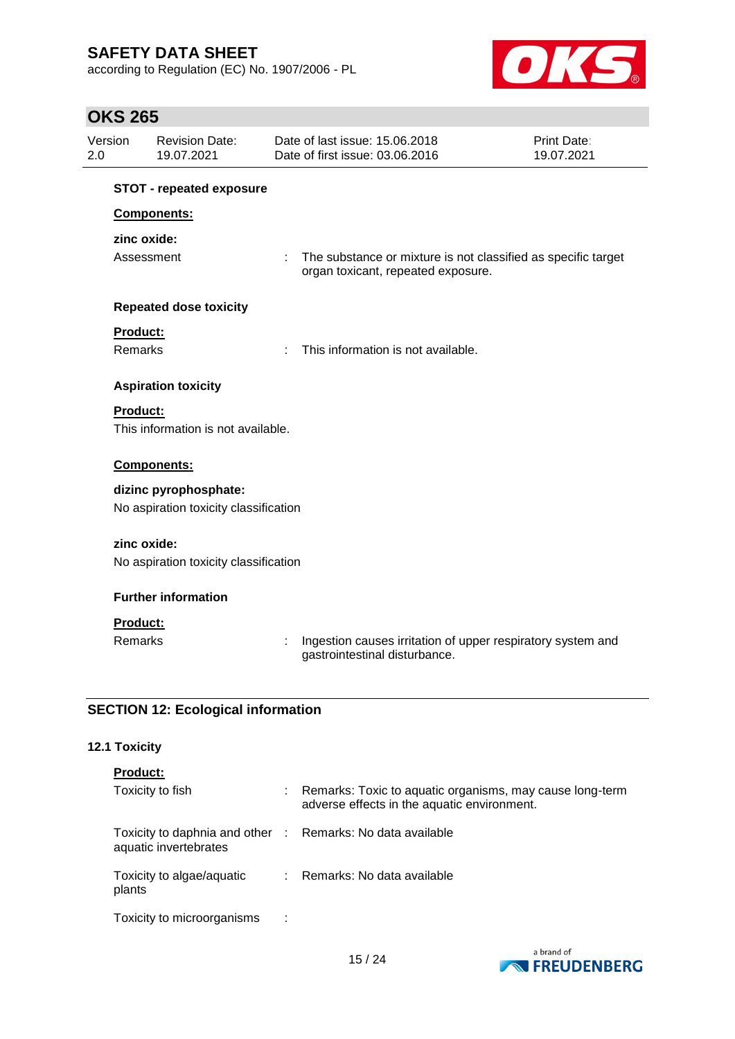**STOT - repeated exposure**

**Components:**

**zinc oxide:**

Assessment : The substance or mixture is not classified as specific target organ toxicant, repeated exposure.

**Repeated dose toxicity**

**Product:**

Remarks : This information is not available.

**Aspiration toxicity**

**Product:**

This information is not available.

**Components:**

**dizinc pyrophosphate:**

No aspiration toxicity classification

**zinc oxide:**

No aspiration toxicity classification

**Further information**

**Product:**

Remarks : Ingestion causes irritation of upper respiratory system and gastrointestinal disturbance.

## SECTION 12: Ecological information

### 12.1 Toxicity

**Product:**

Toxicity to fish : Remarks: Toxic to aquatic organisms, may cause long-term adverse effects in the aquatic environment.

Toxicity to daphnia and other aquatic invertebrates : Remarks: No data available

Toxicity to algae/aquatic plants : Remarks: No data available

Toxicity to microorganisms :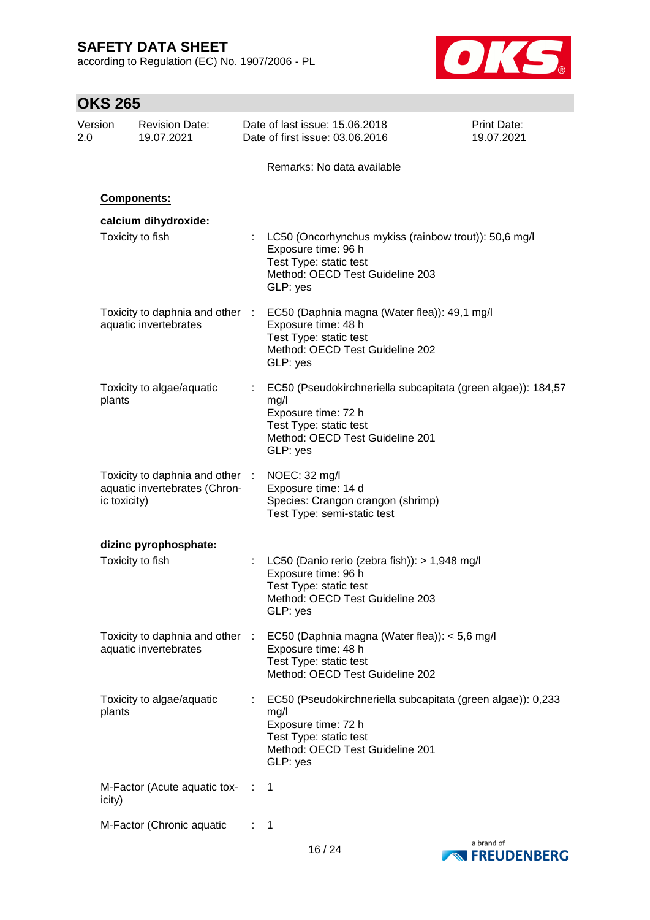Remarks: No data available

**Components:**

**calcium dihydroxide:**

| | | |
|---|---|---|
| Toxicity to fish | : | LC50 (Oncorhynchus mykiss (rainbow trout)): 50,6 mg/l<br>Exposure time: 96 h<br>Test Type: static test<br>Method: OECD Test Guideline 203<br>GLP: yes |
| Toxicity to daphnia and other aquatic invertebrates | : | EC50 (Daphnia magna (Water flea)): 49,1 mg/l<br>Exposure time: 48 h<br>Test Type: static test<br>Method: OECD Test Guideline 202<br>GLP: yes |
| Toxicity to algae/aquatic plants | : | EC50 (Pseudokirchneriella subcapitata (green algae)): 184,57 mg/l<br>Exposure time: 72 h<br>Test Type: static test<br>Method: OECD Test Guideline 201<br>GLP: yes |
| Toxicity to daphnia and other aquatic invertebrates (Chronic toxicity) | : | NOEC: 32 mg/l<br>Exposure time: 14 d<br>Species: Crangon crangon (shrimp)<br>Test Type: semi-static test |

**dizinc pyrophosphate:**

| | | |
|---|---|---|
| Toxicity to fish | : | LC50 (Danio rerio (zebra fish)): > 1,948 mg/l<br>Exposure time: 96 h<br>Test Type: static test<br>Method: OECD Test Guideline 203<br>GLP: yes |
| Toxicity to daphnia and other aquatic invertebrates | : | EC50 (Daphnia magna (Water flea)): < 5,6 mg/l<br>Exposure time: 48 h<br>Test Type: static test<br>Method: OECD Test Guideline 202 |
| Toxicity to algae/aquatic plants | : | EC50 (Pseudokirchneriella subcapitata (green algae)): 0,233 mg/l<br>Exposure time: 72 h<br>Test Type: static test<br>Method: OECD Test Guideline 201<br>GLP: yes |
| M-Factor (Acute aquatic toxicity) | : | 1 |
| M-Factor (Chronic aquatic | : | 1 |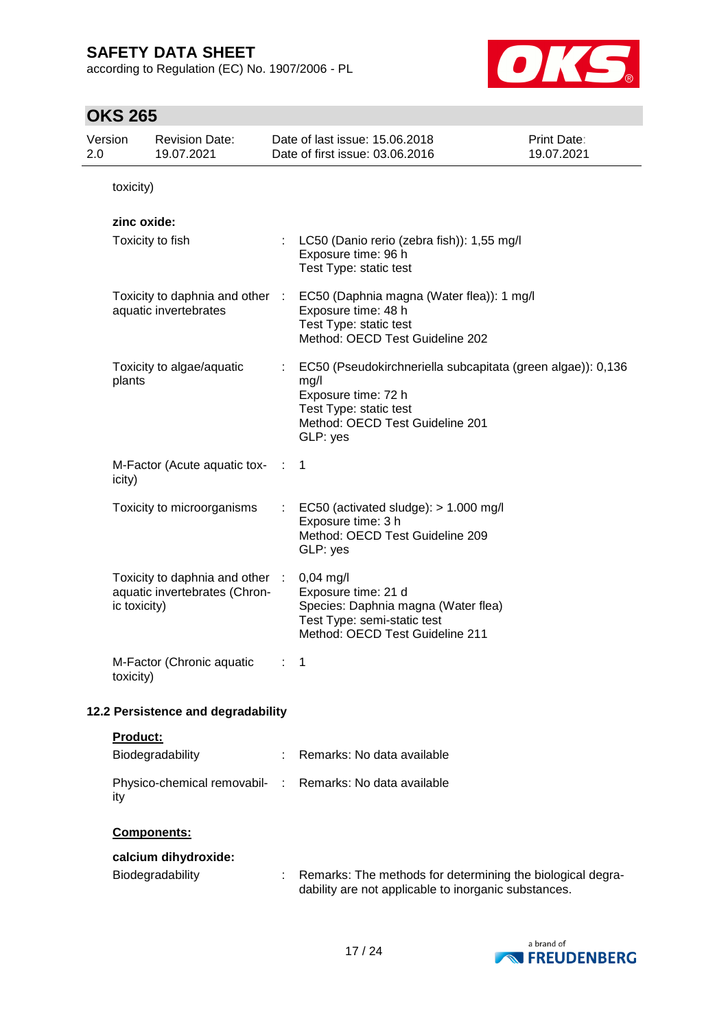toxicity)

**zinc oxide:**

| | | |
|---|---|---|
| Toxicity to fish | : | LC50 (Danio rerio (zebra fish)): 1,55 mg/l<br>Exposure time: 96 h<br>Test Type: static test |
| Toxicity to daphnia and other aquatic invertebrates | : | EC50 (Daphnia magna (Water flea)): 1 mg/l<br>Exposure time: 48 h<br>Test Type: static test<br>Method: OECD Test Guideline 202 |
| Toxicity to algae/aquatic plants | : | EC50 (Pseudokirchneriella subcapitata (green algae)): 0,136 mg/l<br>Exposure time: 72 h<br>Test Type: static test<br>Method: OECD Test Guideline 201<br>GLP: yes |
| M-Factor (Acute aquatic toxicity) | : | 1 |
| Toxicity to microorganisms | : | EC50 (activated sludge): > 1.000 mg/l<br>Exposure time: 3 h<br>Method: OECD Test Guideline 209<br>GLP: yes |
| Toxicity to daphnia and other aquatic invertebrates (Chronic toxicity) | : | 0,04 mg/l<br>Exposure time: 21 d<br>Species: Daphnia magna (Water flea)<br>Test Type: semi-static test<br>Method: OECD Test Guideline 211 |
| M-Factor (Chronic aquatic toxicity) | : | 1 |

### 12.2 Persistence and degradability

**Product:**

| | | |
|---|---|---|
| Biodegradability | : | Remarks: No data available |
| Physico-chemical removability | : | Remarks: No data available |

**Components:**

**calcium dihydroxide:**

| | | |
|---|---|---|
| Biodegradability | : | Remarks: The methods for determining the biological degradability are not applicable to inorganic substances. |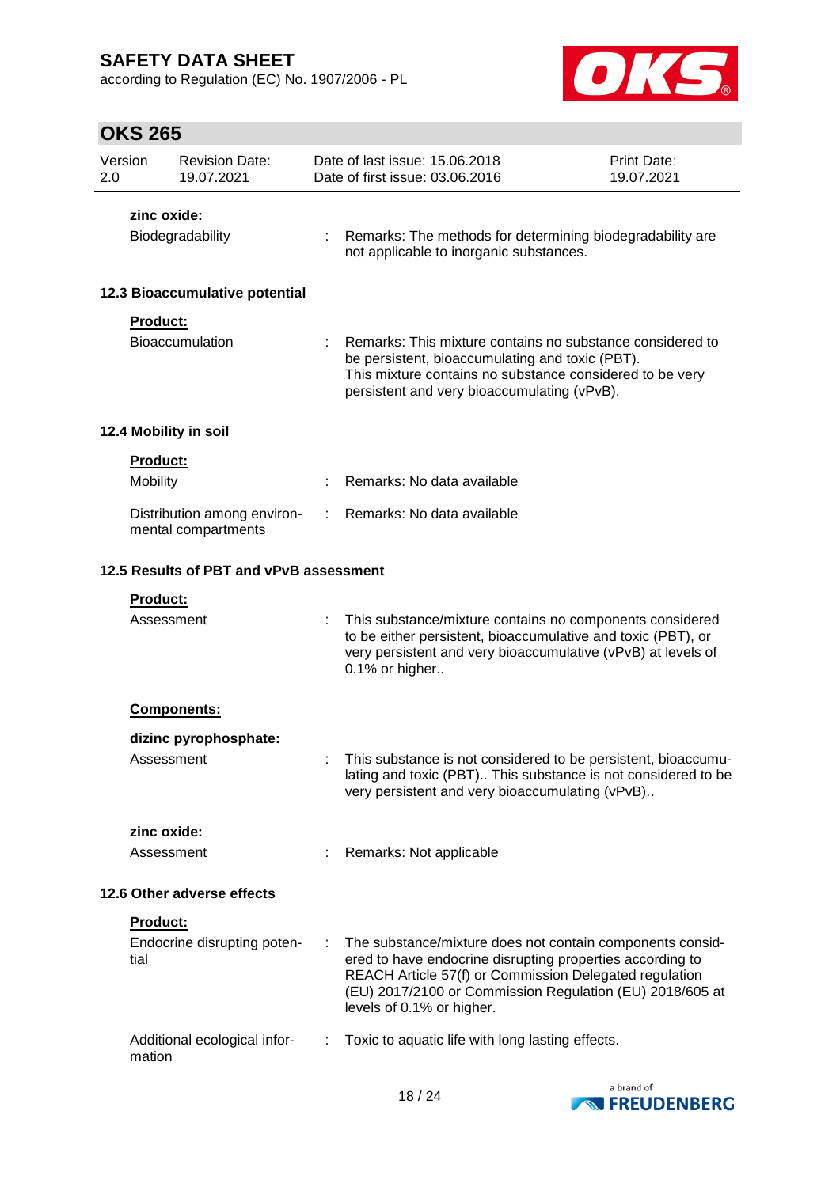**zinc oxide:**

Biodegradability : Remarks: The methods for determining biodegradability are not applicable to inorganic substances.

### 12.3 Bioaccumulative potential

**Product:**

Bioaccumulation : Remarks: This mixture contains no substance considered to be persistent, bioaccumulating and toxic (PBT).
This mixture contains no substance considered to be very persistent and very bioaccumulating (vPvB).

### 12.4 Mobility in soil

**Product:**

Mobility : Remarks: No data available

Distribution among environmental compartments : Remarks: No data available

### 12.5 Results of PBT and vPvB assessment

**Product:**

Assessment : This substance/mixture contains no components considered to be either persistent, bioaccumulative and toxic (PBT), or very persistent and very bioaccumulative (vPvB) at levels of 0.1% or higher..

**Components:**

**dizinc pyrophosphate:**

Assessment : This substance is not considered to be persistent, bioaccumulating and toxic (PBT).. This substance is not considered to be very persistent and very bioaccumulating (vPvB)..

**zinc oxide:**

Assessment : Remarks: Not applicable

### 12.6 Other adverse effects

**Product:**

Endocrine disrupting potential : The substance/mixture does not contain components considered to have endocrine disrupting properties according to REACH Article 57(f) or Commission Delegated regulation (EU) 2017/2100 or Commission Regulation (EU) 2018/605 at levels of 0.1% or higher.

Additional ecological information : Toxic to aquatic life with long lasting effects.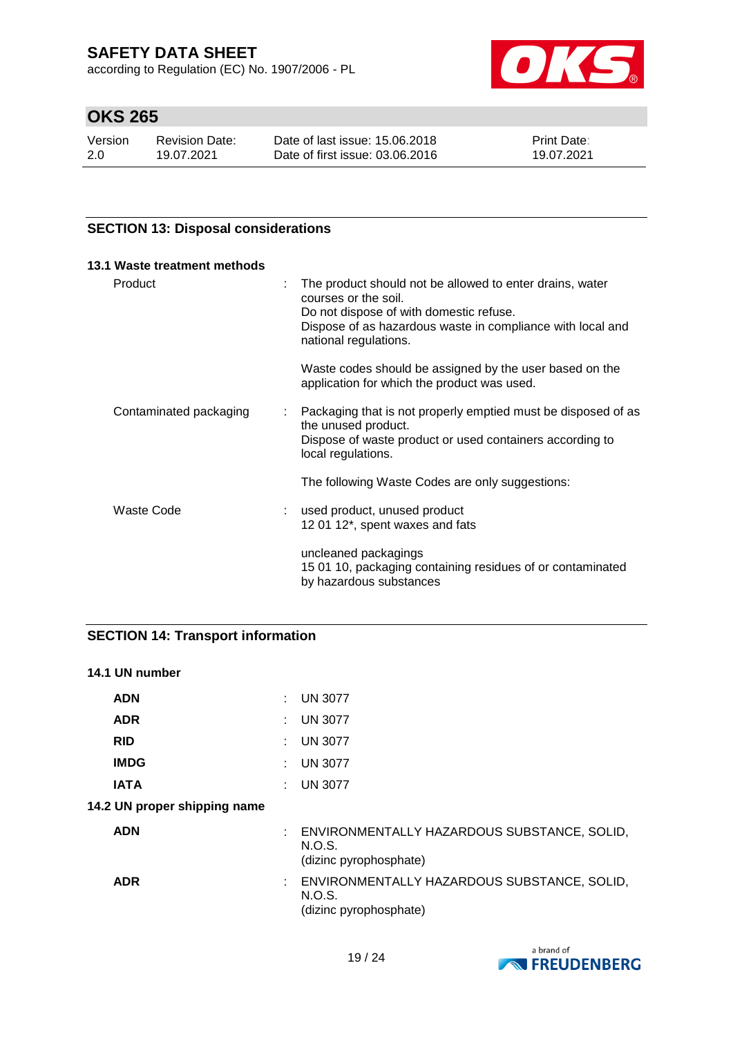## SECTION 13: Disposal considerations

### 13.1 Waste treatment methods

| | |
|---|---|
| Product | : The product should not be allowed to enter drains, water courses or the soil.<br>Do not dispose of with domestic refuse.<br>Dispose of as hazardous waste in compliance with local and national regulations.<br><br>Waste codes should be assigned by the user based on the application for which the product was used. |
| Contaminated packaging | : Packaging that is not properly emptied must be disposed of as the unused product.<br>Dispose of waste product or used containers according to local regulations.<br><br>The following Waste Codes are only suggestions: |
| Waste Code | : used product, unused product<br>12 01 12*, spent waxes and fats<br><br>uncleaned packagings<br>15 01 10, packaging containing residues of or contaminated by hazardous substances |

## SECTION 14: Transport information

### 14.1 UN number

| | |
|---|---|
| **ADN** | : UN 3077 |
| **ADR** | : UN 3077 |
| **RID** | : UN 3077 |
| **IMDG** | : UN 3077 |
| **IATA** | : UN 3077 |

### 14.2 UN proper shipping name

| | |
|---|---|
| **ADN** | : ENVIRONMENTALLY HAZARDOUS SUBSTANCE, SOLID, N.O.S.<br>(dizinc pyrophosphate) |
| **ADR** | : ENVIRONMENTALLY HAZARDOUS SUBSTANCE, SOLID, N.O.S.<br>(dizinc pyrophosphate) |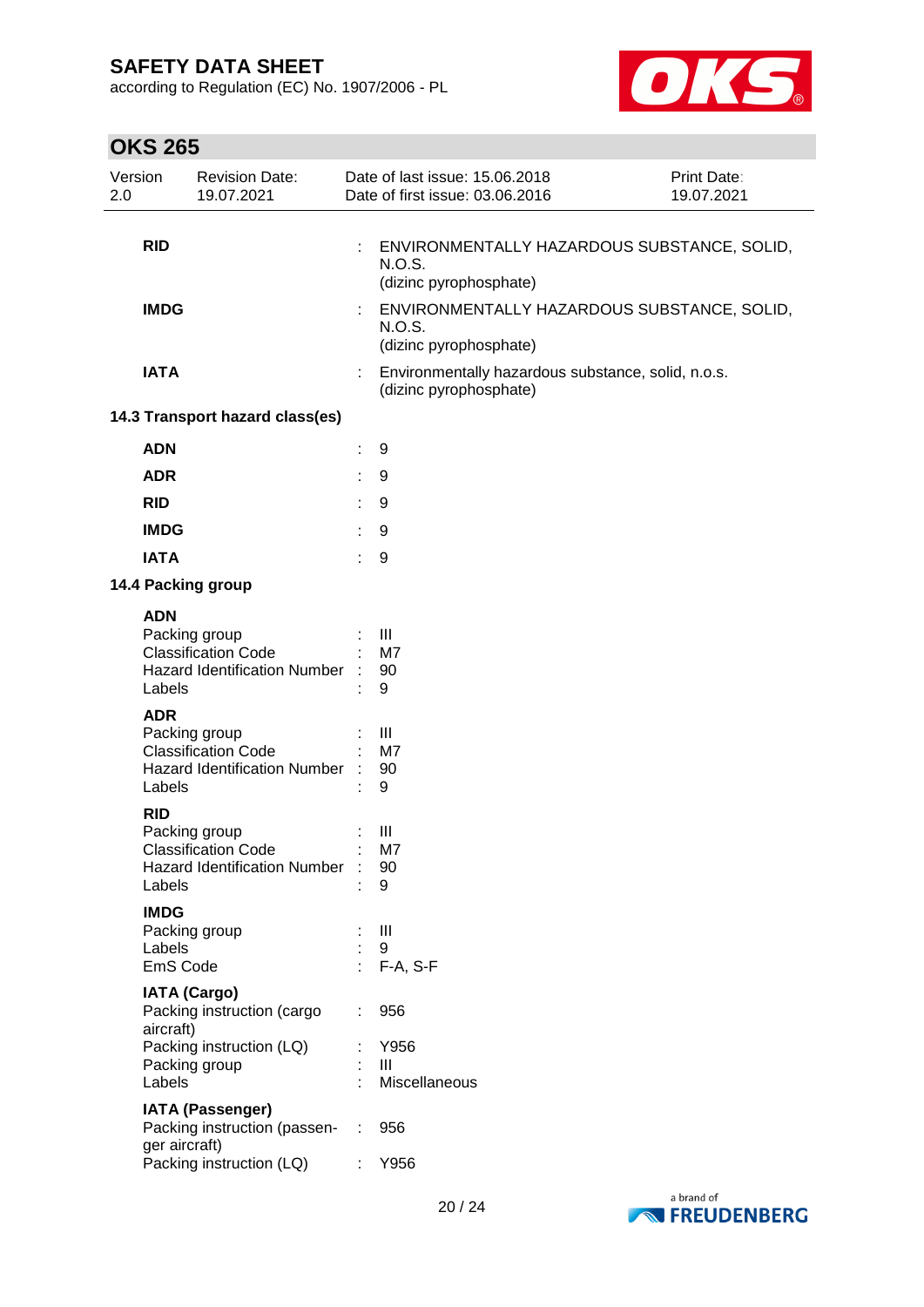| | | |
|---|---|---|
| **RID** | : | ENVIRONMENTALLY HAZARDOUS SUBSTANCE, SOLID, N.O.S. (dizinc pyrophosphate) |
| **IMDG** | : | ENVIRONMENTALLY HAZARDOUS SUBSTANCE, SOLID, N.O.S. (dizinc pyrophosphate) |
| **IATA** | : | Environmentally hazardous substance, solid, n.o.s. (dizinc pyrophosphate) |

**14.3 Transport hazard class(es)**

| | | |
|---|---|---|
| **ADN** | : | 9 |
| **ADR** | : | 9 |
| **RID** | : | 9 |
| **IMDG** | : | 9 |
| **IATA** | : | 9 |

**14.4 Packing group**

**ADN**

| | | |
|---|---|---|
| Packing group | : | III |
| Classification Code | : | M7 |
| Hazard Identification Number | : | 90 |
| Labels | : | 9 |

**ADR**

| | | |
|---|---|---|
| Packing group | : | III |
| Classification Code | : | M7 |
| Hazard Identification Number | : | 90 |
| Labels | : | 9 |

**RID**

| | | |
|---|---|---|
| Packing group | : | III |
| Classification Code | : | M7 |
| Hazard Identification Number | : | 90 |
| Labels | : | 9 |

**IMDG**

| | | |
|---|---|---|
| Packing group | : | III |
| Labels | : | 9 |
| EmS Code | : | F-A, S-F |

**IATA (Cargo)**

| | | |
|---|---|---|
| Packing instruction (cargo aircraft) | : | 956 |
| Packing instruction (LQ) | : | Y956 |
| Packing group | : | III |
| Labels | : | Miscellaneous |

**IATA (Passenger)**

| | | |
|---|---|---|
| Packing instruction (passenger aircraft) | : | 956 |
| Packing instruction (LQ) | : | Y956 |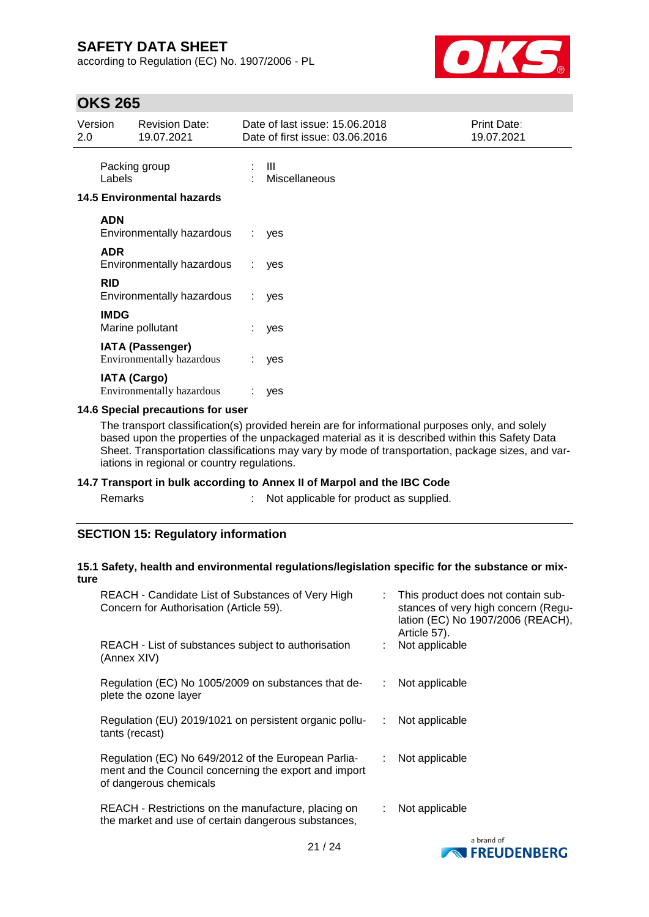| | | |
|---|---|---|
| Packing group | : | III |
| Labels | : | Miscellaneous |

### 14.5 Environmental hazards

**ADN**

| | | |
|---|---|---|
| Environmentally hazardous | : | yes |

**ADR**

| | | |
|---|---|---|
| Environmentally hazardous | : | yes |

**RID**

| | | |
|---|---|---|
| Environmentally hazardous | : | yes |

**IMDG**

| | | |
|---|---|---|
| Marine pollutant | : | yes |

**IATA (Passenger)**

| | | |
|---|---|---|
| Environmentally hazardous | : | yes |

**IATA (Cargo)**

| | | |
|---|---|---|
| Environmentally hazardous | : | yes |

### 14.6 Special precautions for user

The transport classification(s) provided herein are for informational purposes only, and solely based upon the properties of the unpackaged material as it is described within this Safety Data Sheet. Transportation classifications may vary by mode of transportation, package sizes, and variations in regional or country regulations.

### 14.7 Transport in bulk according to Annex II of Marpol and the IBC Code

| | | |
|---|---|---|
| Remarks | : | Not applicable for product as supplied. |

## SECTION 15: Regulatory information

### 15.1 Safety, health and environmental regulations/legislation specific for the substance or mixture

| | | |
|---|---|---|
| REACH - Candidate List of Substances of Very High Concern for Authorisation (Article 59). | : | This product does not contain substances of very high concern (Regulation (EC) No 1907/2006 (REACH), Article 57). |
| REACH - List of substances subject to authorisation (Annex XIV) | : | Not applicable |
| Regulation (EC) No 1005/2009 on substances that deplete the ozone layer | : | Not applicable |
| Regulation (EU) 2019/1021 on persistent organic pollutants (recast) | : | Not applicable |
| Regulation (EC) No 649/2012 of the European Parliament and the Council concerning the export and import of dangerous chemicals | : | Not applicable |
| REACH - Restrictions on the manufacture, placing on the market and use of certain dangerous substances, | : | Not applicable |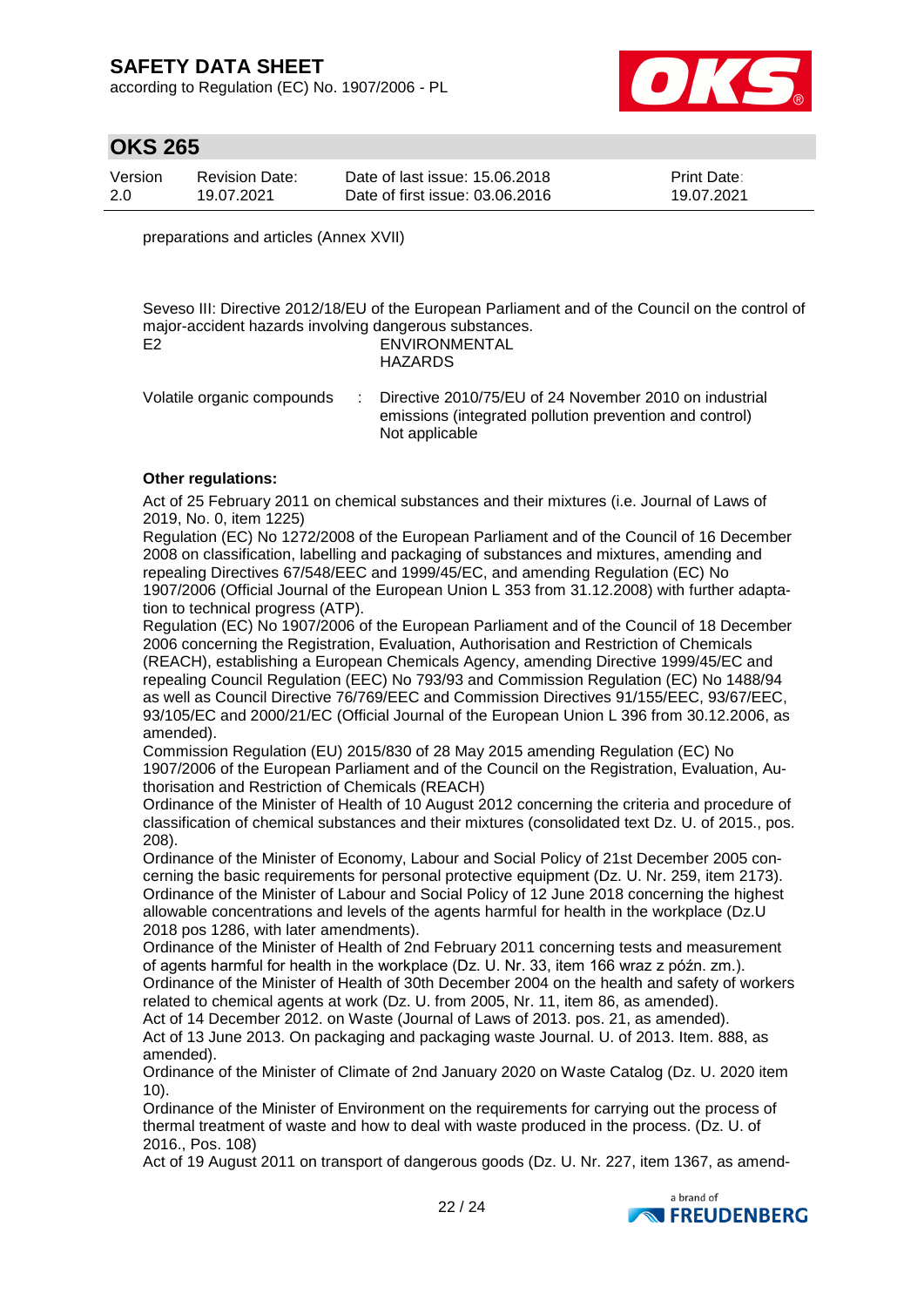preparations and articles (Annex XVII)

Seveso III: Directive 2012/18/EU of the European Parliament and of the Council on the control of major-accident hazards involving dangerous substances.

E2 ENVIRONMENTAL HAZARDS

Volatile organic compounds : Directive 2010/75/EU of 24 November 2010 on industrial emissions (integrated pollution prevention and control)
Not applicable

**Other regulations:**

Act of 25 February 2011 on chemical substances and their mixtures (i.e. Journal of Laws of 2019, No. 0, item 1225)
Regulation (EC) No 1272/2008 of the European Parliament and of the Council of 16 December 2008 on classification, labelling and packaging of substances and mixtures, amending and repealing Directives 67/548/EEC and 1999/45/EC, and amending Regulation (EC) No 1907/2006 (Official Journal of the European Union L 353 from 31.12.2008) with further adaptation to technical progress (ATP).
Regulation (EC) No 1907/2006 of the European Parliament and of the Council of 18 December 2006 concerning the Registration, Evaluation, Authorisation and Restriction of Chemicals (REACH), establishing a European Chemicals Agency, amending Directive 1999/45/EC and repealing Council Regulation (EEC) No 793/93 and Commission Regulation (EC) No 1488/94 as well as Council Directive 76/769/EEC and Commission Directives 91/155/EEC, 93/67/EEC, 93/105/EC and 2000/21/EC (Official Journal of the European Union L 396 from 30.12.2006, as amended).
Commission Regulation (EU) 2015/830 of 28 May 2015 amending Regulation (EC) No 1907/2006 of the European Parliament and of the Council on the Registration, Evaluation, Authorisation and Restriction of Chemicals (REACH)
Ordinance of the Minister of Health of 10 August 2012 concerning the criteria and procedure of classification of chemical substances and their mixtures (consolidated text Dz. U. of 2015., pos. 208).
Ordinance of the Minister of Economy, Labour and Social Policy of 21st December 2005 concerning the basic requirements for personal protective equipment (Dz. U. Nr. 259, item 2173).
Ordinance of the Minister of Labour and Social Policy of 12 June 2018 concerning the highest allowable concentrations and levels of the agents harmful for health in the workplace (Dz.U 2018 pos 1286, with later amendments).
Ordinance of the Minister of Health of 2nd February 2011 concerning tests and measurement of agents harmful for health in the workplace (Dz. U. Nr. 33, item 166 wraz z późn. zm.).
Ordinance of the Minister of Health of 30th December 2004 on the health and safety of workers related to chemical agents at work (Dz. U. from 2005, Nr. 11, item 86, as amended).
Act of 14 December 2012. on Waste (Journal of Laws of 2013. pos. 21, as amended).
Act of 13 June 2013. On packaging and packaging waste Journal. U. of 2013. Item. 888, as amended).
Ordinance of the Minister of Climate of 2nd January 2020 on Waste Catalog (Dz. U. 2020 item 10).
Ordinance of the Minister of Environment on the requirements for carrying out the process of thermal treatment of waste and how to deal with waste produced in the process. (Dz. U. of 2016., Pos. 108)
Act of 19 August 2011 on transport of dangerous goods (Dz. U. Nr. 227, item 1367, as amend-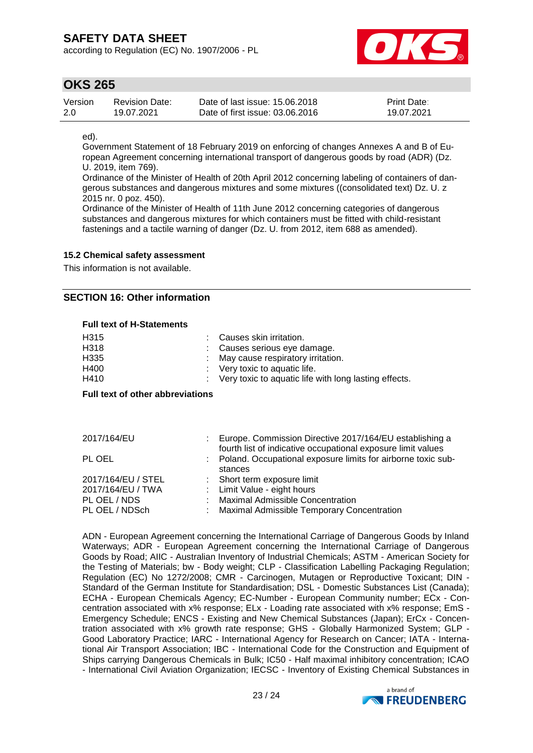ed).

Government Statement of 18 February 2019 on enforcing of changes Annexes A and B of European Agreement concerning international transport of dangerous goods by road (ADR) (Dz. U. 2019, item 769).

Ordinance of the Minister of Health of 20th April 2012 concerning labeling of containers of dangerous substances and dangerous mixtures and some mixtures ((consolidated text) Dz. U. z 2015 nr. 0 poz. 450).

Ordinance of the Minister of Health of 11th June 2012 concerning categories of dangerous substances and dangerous mixtures for which containers must be fitted with child-resistant fastenings and a tactile warning of danger (Dz. U. from 2012, item 688 as amended).

**15.2 Chemical safety assessment**

This information is not available.

## SECTION 16: Other information

**Full text of H-Statements**

| | |
|---|---|
| H315 | : Causes skin irritation. |
| H318 | : Causes serious eye damage. |
| H335 | : May cause respiratory irritation. |
| H400 | : Very toxic to aquatic life. |
| H410 | : Very toxic to aquatic life with long lasting effects. |

**Full text of other abbreviations**

| | |
|---|---|
| 2017/164/EU | : Europe. Commission Directive 2017/164/EU establishing a fourth list of indicative occupational exposure limit values |
| PL OEL | : Poland. Occupational exposure limits for airborne toxic substances |
| 2017/164/EU / STEL | : Short term exposure limit |
| 2017/164/EU / TWA | : Limit Value - eight hours |
| PL OEL / NDS | : Maximal Admissible Concentration |
| PL OEL / NDSch | : Maximal Admissible Temporary Concentration |

ADN - European Agreement concerning the International Carriage of Dangerous Goods by Inland Waterways; ADR - European Agreement concerning the International Carriage of Dangerous Goods by Road; AIIC - Australian Inventory of Industrial Chemicals; ASTM - American Society for the Testing of Materials; bw - Body weight; CLP - Classification Labelling Packaging Regulation; Regulation (EC) No 1272/2008; CMR - Carcinogen, Mutagen or Reproductive Toxicant; DIN - Standard of the German Institute for Standardisation; DSL - Domestic Substances List (Canada); ECHA - European Chemicals Agency; EC-Number - European Community number; ECx - Concentration associated with x% response; ELx - Loading rate associated with x% response; EmS - Emergency Schedule; ENCS - Existing and New Chemical Substances (Japan); ErCx - Concentration associated with x% growth rate response; GHS - Globally Harmonized System; GLP - Good Laboratory Practice; IARC - International Agency for Research on Cancer; IATA - International Air Transport Association; IBC - International Code for the Construction and Equipment of Ships carrying Dangerous Chemicals in Bulk; IC50 - Half maximal inhibitory concentration; ICAO - International Civil Aviation Organization; IECSC - Inventory of Existing Chemical Substances in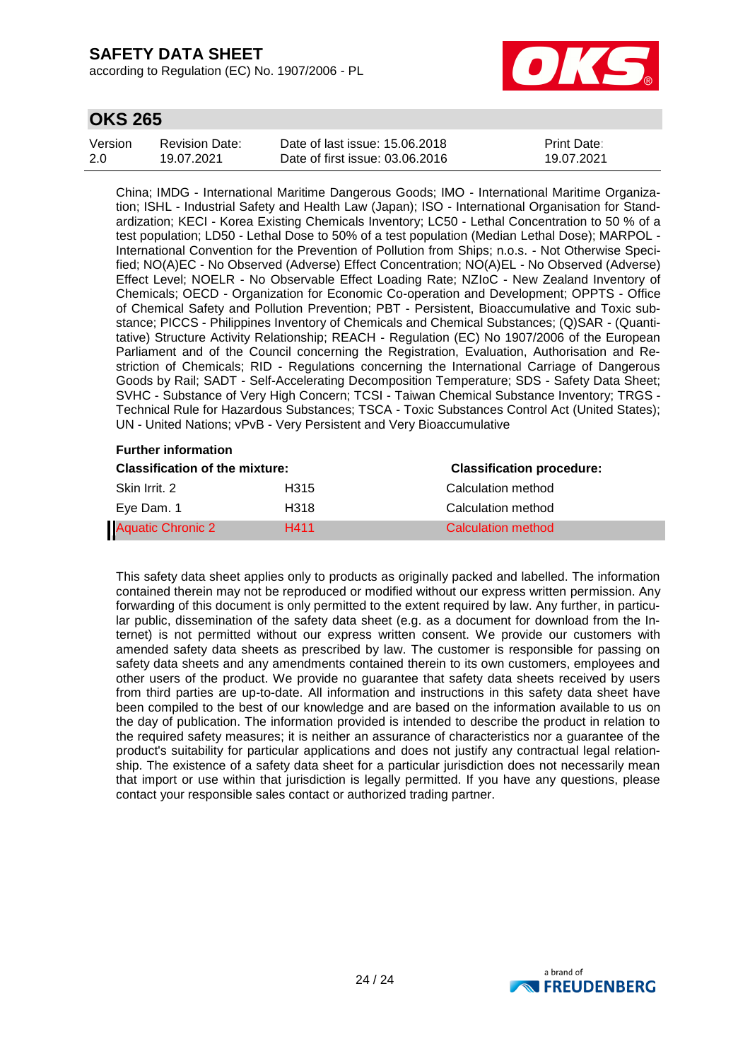China; IMDG - International Maritime Dangerous Goods; IMO - International Maritime Organization; ISHL - Industrial Safety and Health Law (Japan); ISO - International Organisation for Standardization; KECI - Korea Existing Chemicals Inventory; LC50 - Lethal Concentration to 50 % of a test population; LD50 - Lethal Dose to 50% of a test population (Median Lethal Dose); MARPOL - International Convention for the Prevention of Pollution from Ships; n.o.s. - Not Otherwise Specified; NO(A)EC - No Observed (Adverse) Effect Concentration; NO(A)EL - No Observed (Adverse) Effect Level; NOELR - No Observable Effect Loading Rate; NZIoC - New Zealand Inventory of Chemicals; OECD - Organization for Economic Co-operation and Development; OPPTS - Office of Chemical Safety and Pollution Prevention; PBT - Persistent, Bioaccumulative and Toxic substance; PICCS - Philippines Inventory of Chemicals and Chemical Substances; (Q)SAR - (Quantitative) Structure Activity Relationship; REACH - Regulation (EC) No 1907/2006 of the European Parliament and of the Council concerning the Registration, Evaluation, Authorisation and Restriction of Chemicals; RID - Regulations concerning the International Carriage of Dangerous Goods by Rail; SADT - Self-Accelerating Decomposition Temperature; SDS - Safety Data Sheet; SVHC - Substance of Very High Concern; TCSI - Taiwan Chemical Substance Inventory; TRGS - Technical Rule for Hazardous Substances; TSCA - Toxic Substances Control Act (United States); UN - United Nations; vPvB - Very Persistent and Very Bioaccumulative

**Further information**

| Classification of the mixture: | | Classification procedure: |
|---|---|---|
| Skin Irrit. 2 | H315 | Calculation method |
| Eye Dam. 1 | H318 | Calculation method |
| Aquatic Chronic 2 | H411 | Calculation method |

This safety data sheet applies only to products as originally packed and labelled. The information contained therein may not be reproduced or modified without our express written permission. Any forwarding of this document is only permitted to the extent required by law. Any further, in particular public, dissemination of the safety data sheet (e.g. as a document for download from the Internet) is not permitted without our express written consent. We provide our customers with amended safety data sheets as prescribed by law. The customer is responsible for passing on safety data sheets and any amendments contained therein to its own customers, employees and other users of the product. We provide no guarantee that safety data sheets received by users from third parties are up-to-date. All information and instructions in this safety data sheet have been compiled to the best of our knowledge and are based on the information available to us on the day of publication. The information provided is intended to describe the product in relation to the required safety measures; it is neither an assurance of characteristics nor a guarantee of the product's suitability for particular applications and does not justify any contractual legal relationship. The existence of a safety data sheet for a particular jurisdiction does not necessarily mean that import or use within that jurisdiction is legally permitted. If you have any questions, please contact your responsible sales contact or authorized trading partner.